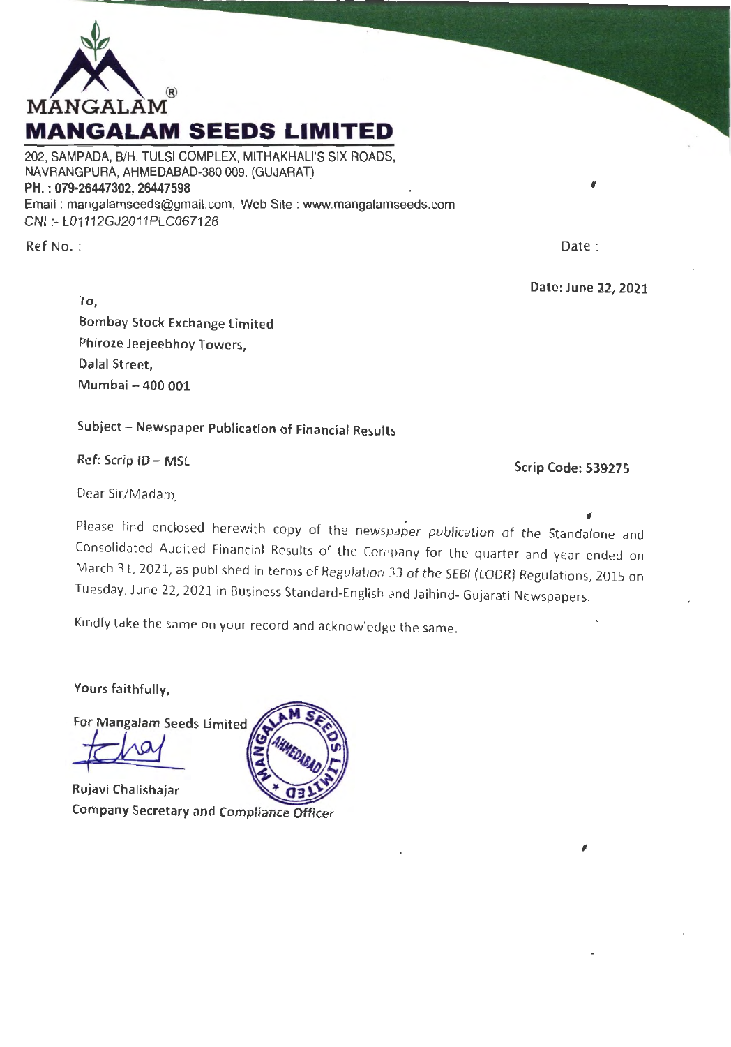MANGALAM®

# MANGALAM SEEDS LIMITED

202, SAMPADA, B/H. TULSI COMPLEX, MITHAKHALI'S SIX ROADS,
NAVRANGPURA, AHMEDABAD-380 009. (GUJARAT)
**PH. : 079-26447302, 26447598**
Email : mangalamseeds@gmail.com, Web Site : www.mangalamseeds.com
CNI :- L01112GJ2011PLC067126

Ref No. :

Date :

**Date: June 22, 2021**

To,
Bombay Stock Exchange Limited
Phiroze Jeejeebhoy Towers,
Dalal Street,
Mumbai – 400 001

**Subject – Newspaper Publication of Financial Results**

**Ref: Scrip ID – MSL**

**Scrip Code: 539275**

Dear Sir/Madam,

Please find enclosed herewith copy of the newspaper publication of the Standalone and Consolidated Audited Financial Results of the Company for the quarter and year ended on March 31, 2021, as published in terms of Regulation 33 of the SEBI (LODR) Regulations, 2015 on Tuesday, June 22, 2021 in Business Standard-English and Jaihind- Gujarati Newspapers.

Kindly take the same on your record and acknowledge the same.

**Yours faithfully,**

**For Mangalam Seeds Limited**

**Rujavi Chalishajar**
**Company Secretary and Compliance Officer**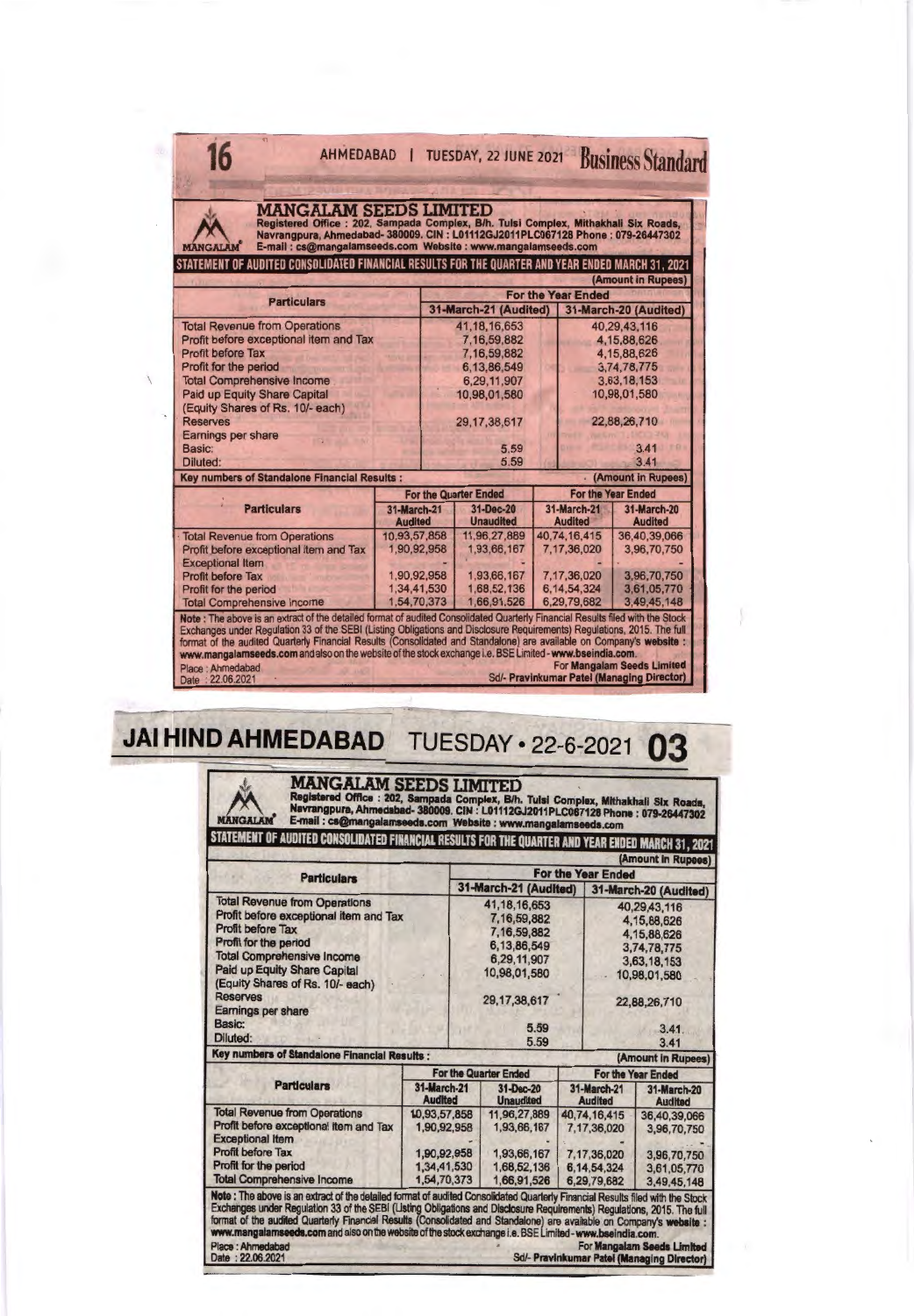AHMEDABAD | TUESDAY, 22 JUNE 2021 Business Standard

## MANGALAM SEEDS LIMITED

Registered Office : 202, Sampada Complex, B/h. Tulsi Complex, Mithakhali Six Roads, Navrangpura, Ahmedabad- 380009. CIN : L01112GJ2011PLC067128 Phone : 079-26447302
E-mail : cs@mangalamseeds.com Website : www.mangalamseeds.com

### STATEMENT OF AUDITED CONSOLIDATED FINANCIAL RESULTS FOR THE QUARTER AND YEAR ENDED MARCH 31, 2021

(Amount in Rupees)

| Particulars | For the Year Ended | |
|---|---|---|
| | 31-March-21 (Audited) | 31-March-20 (Audited) |
| Total Revenue from Operations | 41,18,16,653 | 40,29,43,116 |
| Profit before exceptional item and Tax | 7,16,59,882 | 4,15,88,626 |
| Profit before Tax | 7,16,59,882 | 4,15,88,626 |
| Profit for the period | 6,13,86,549 | 3,74,78,775 |
| Total Comprehensive Income | 6,29,11,907 | 3,63,18,153 |
| Paid up Equity Share Capital (Equity Shares of Rs. 10/- each) | 10,98,01,580 | 10,98,01,580 |
| Reserves | 29,17,38,617 | 22,88,26,710 |
| Earnings per share | | |
| Basic: | 5.59 | 3.41 |
| Diluted: | 5.59 | 3.41 |

Key numbers of Standalone Financial Results : (Amount in Rupees)

| Particulars | For the Quarter Ended | | For the Year Ended | |
|---|---|---|---|---|
| | 31-March-21 Audited | 31-Dec-20 Unaudited | 31-March-21 Audited | 31-March-20 Audited |
| Total Revenue from Operations | 10,93,57,858 | 11,96,27,889 | 40,74,16,415 | 36,40,39,066 |
| Profit before exceptional item and Tax | 1,90,92,958 | 1,93,66,167 | 7,17,36,020 | 3,96,70,750 |
| Exceptional Item | - | - | - | - |
| Profit before Tax | 1,90,92,958 | 1,93,66,167 | 7,17,36,020 | 3,96,70,750 |
| Profit for the period | 1,34,41,530 | 1,68,52,136 | 6,14,54,324 | 3,61,05,770 |
| Total Comprehensive Income | 1,54,70,373 | 1,66,91,526 | 6,29,79,682 | 3,49,45,148 |

Note : The above is an extract of the detailed format of audited Consolidated Quarterly Financial Results filed with the Stock Exchanges under Regulation 33 of the SEBI (Listing Obligations and Disclosure Requirements) Regulations, 2015. The full format of the audited Quarterly Financial Results (Consolidated and Standalone) are available on Company's website : www.mangalamseeds.com and also on the website of the stock exchange i.e. BSE Limited - www.bseindia.com.

Place : Ahmedabad
Date : 22.06.2021

For Mangalam Seeds Limited
Sd/- Pravinkumar Patel (Managing Director)

---

JAI HIND AHMEDABAD TUESDAY • 22-6-2021 03

## MANGALAM SEEDS LIMITED

Registered Office : 202, Sampada Complex, B/h. Tulsi Complex, Mithakhali Six Roads, Navrangpura, Ahmedabad- 380009. CIN : L01112GJ2011PLC067128 Phone : 079-26447302
E-mail : cs@mangalamseeds.com Website : www.mangalamseeds.com

### STATEMENT OF AUDITED CONSOLIDATED FINANCIAL RESULTS FOR THE QUARTER AND YEAR ENDED MARCH 31, 2021

(Amount in Rupees)

| Particulars | For the Year Ended | |
|---|---|---|
| | 31-March-21 (Audited) | 31-March-20 (Audited) |
| Total Revenue from Operations | 41,18,16,653 | 40,29,43,116 |
| Profit before exceptional item and Tax | 7,16,59,882 | 4,15,88,626 |
| Profit before Tax | 7,16,59,882 | 4,15,88,626 |
| Profit for the period | 6,13,86,549 | 3,74,78,775 |
| Total Comprehensive Income | 6,29,11,907 | 3,63,18,153 |
| Paid up Equity Share Capital (Equity Shares of Rs. 10/- each) | 10,98,01,580 | 10,98,01,580 |
| Reserves | 29,17,38,617 | 22,88,26,710 |
| Earnings per share | | |
| Basic: | 5.59 | 3.41 |
| Diluted: | 5.59 | 3.41 |

Key numbers of Standalone Financial Results : (Amount in Rupees)

| Particulars | For the Quarter Ended | | For the Year Ended | |
|---|---|---|---|---|
| | 31-March-21 Audited | 31-Dec-20 Unaudited | 31-March-21 Audited | 31-March-20 Audited |
| Total Revenue from Operations | 10,93,57,858 | 11,96,27,889 | 40,74,16,415 | 36,40,39,066 |
| Profit before exceptional item and Tax | 1,90,92,958 | 1,93,66,167 | 7,17,36,020 | 3,96,70,750 |
| Exceptional Item | - | - | - | - |
| Profit before Tax | 1,90,92,958 | 1,93,66,167 | 7,17,36,020 | 3,96,70,750 |
| Profit for the period | 1,34,41,530 | 1,68,52,136 | 6,14,54,324 | 3,61,05,770 |
| Total Comprehensive Income | 1,54,70,373 | 1,66,91,526 | 6,29,79,682 | 3,49,45,148 |

Note : The above is an extract of the detailed format of audited Consolidated Quarterly Financial Results filed with the Stock Exchanges under Regulation 33 of the SEBI (Listing Obligations and Disclosure Requirements) Regulations, 2015. The full format of the audited Quarterly Financial Results (Consolidated and Standalone) are available on Company's website : www.mangalamseeds.com and also on the website of the stock exchange i.e. BSE Limited - www.bseindia.com.

Place : Ahmedabad
Date : 22.06.2021

For Mangalam Seeds Limited
Sd/- Pravinkumar Patel (Managing Director)